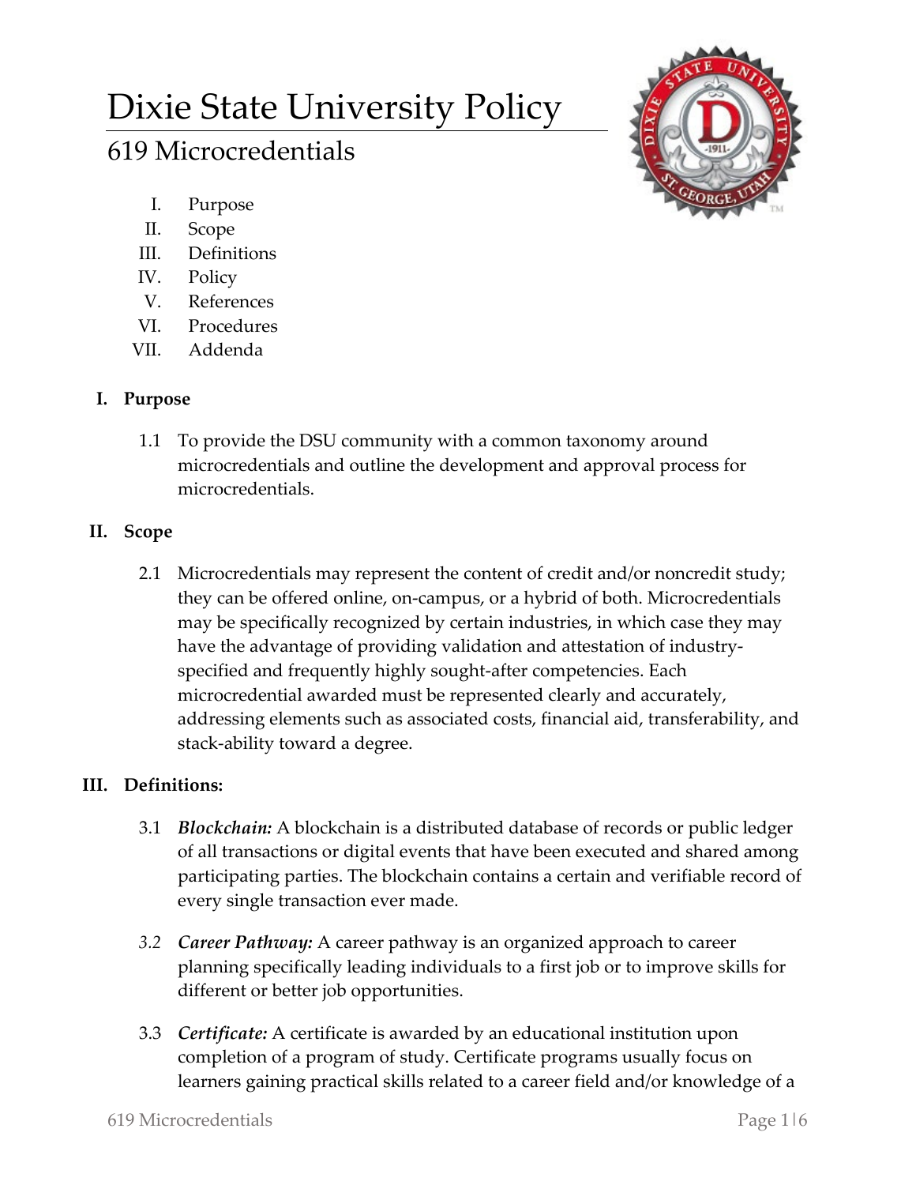# Dixie State University Policy

## 619 Microcredentials

- I. Purpose
- II. Scope
- III. Definitions
- IV. Policy
- V. References
- VI. Procedures
- VII. Addenda

### I. Purpose

1.1 To provide the DSU community with a common taxonomy around microcredentials and outline the development and approval process for microcredentials.

### II. Scope

2.1 Microcredentials may represent the content of credit and/or noncredit study; they can be offered online, on-campus, or a hybrid of both. Microcredentials may be specifically recognized by certain industries, in which case they may have the advantage of providing validation and attestation of industry-specified and frequently highly sought-after competencies. Each microcredential awarded must be represented clearly and accurately, addressing elements such as associated costs, financial aid, transferability, and stack-ability toward a degree.

### III. Definitions:

3.1 ***Blockchain:*** A blockchain is a distributed database of records or public ledger of all transactions or digital events that have been executed and shared among participating parties. The blockchain contains a certain and verifiable record of every single transaction ever made.

*3.2* ***Career Pathway:*** A career pathway is an organized approach to career planning specifically leading individuals to a first job or to improve skills for different or better job opportunities.

3.3 ***Certificate:*** A certificate is awarded by an educational institution upon completion of a program of study. Certificate programs usually focus on learners gaining practical skills related to a career field and/or knowledge of a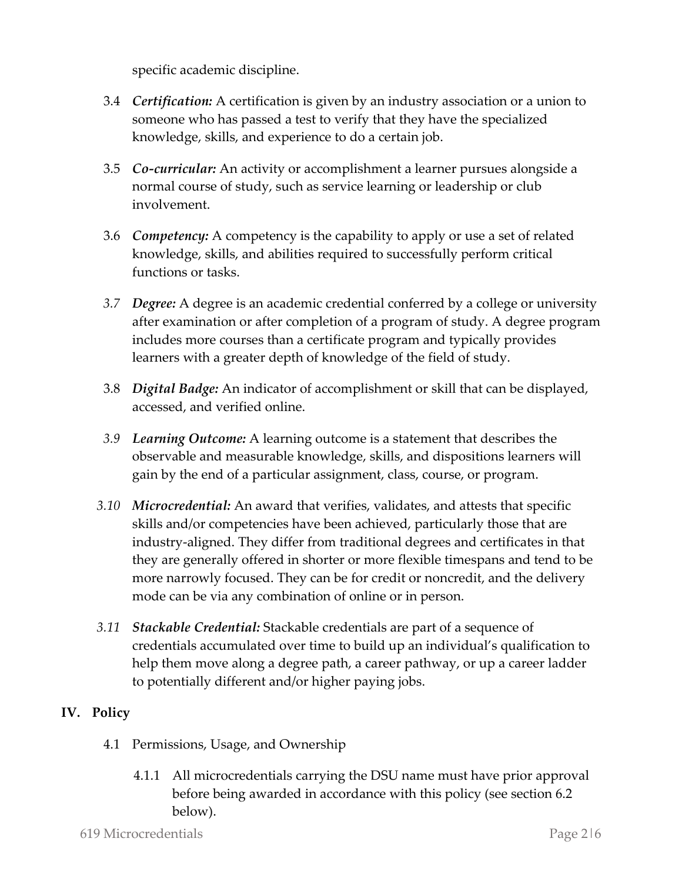specific academic discipline.

3.4 ***Certification:*** A certification is given by an industry association or a union to someone who has passed a test to verify that they have the specialized knowledge, skills, and experience to do a certain job.

3.5 ***Co-curricular:*** An activity or accomplishment a learner pursues alongside a normal course of study, such as service learning or leadership or club involvement.

3.6 ***Competency:*** A competency is the capability to apply or use a set of related knowledge, skills, and abilities required to successfully perform critical functions or tasks.

*3.7* ***Degree:*** A degree is an academic credential conferred by a college or university after examination or after completion of a program of study. A degree program includes more courses than a certificate program and typically provides learners with a greater depth of knowledge of the field of study.

3.8 ***Digital Badge:*** An indicator of accomplishment or skill that can be displayed, accessed, and verified online.

*3.9* ***Learning Outcome:*** A learning outcome is a statement that describes the observable and measurable knowledge, skills, and dispositions learners will gain by the end of a particular assignment, class, course, or program.

*3.10* ***Microcredential:*** An award that verifies, validates, and attests that specific skills and/or competencies have been achieved, particularly those that are industry-aligned. They differ from traditional degrees and certificates in that they are generally offered in shorter or more flexible timespans and tend to be more narrowly focused. They can be for credit or noncredit, and the delivery mode can be via any combination of online or in person.

*3.11* ***Stackable Credential:*** Stackable credentials are part of a sequence of credentials accumulated over time to build up an individual's qualification to help them move along a degree path, a career pathway, or up a career ladder to potentially different and/or higher paying jobs.

## IV. Policy

4.1 Permissions, Usage, and Ownership

4.1.1 All microcredentials carrying the DSU name must have prior approval before being awarded in accordance with this policy (see section 6.2 below).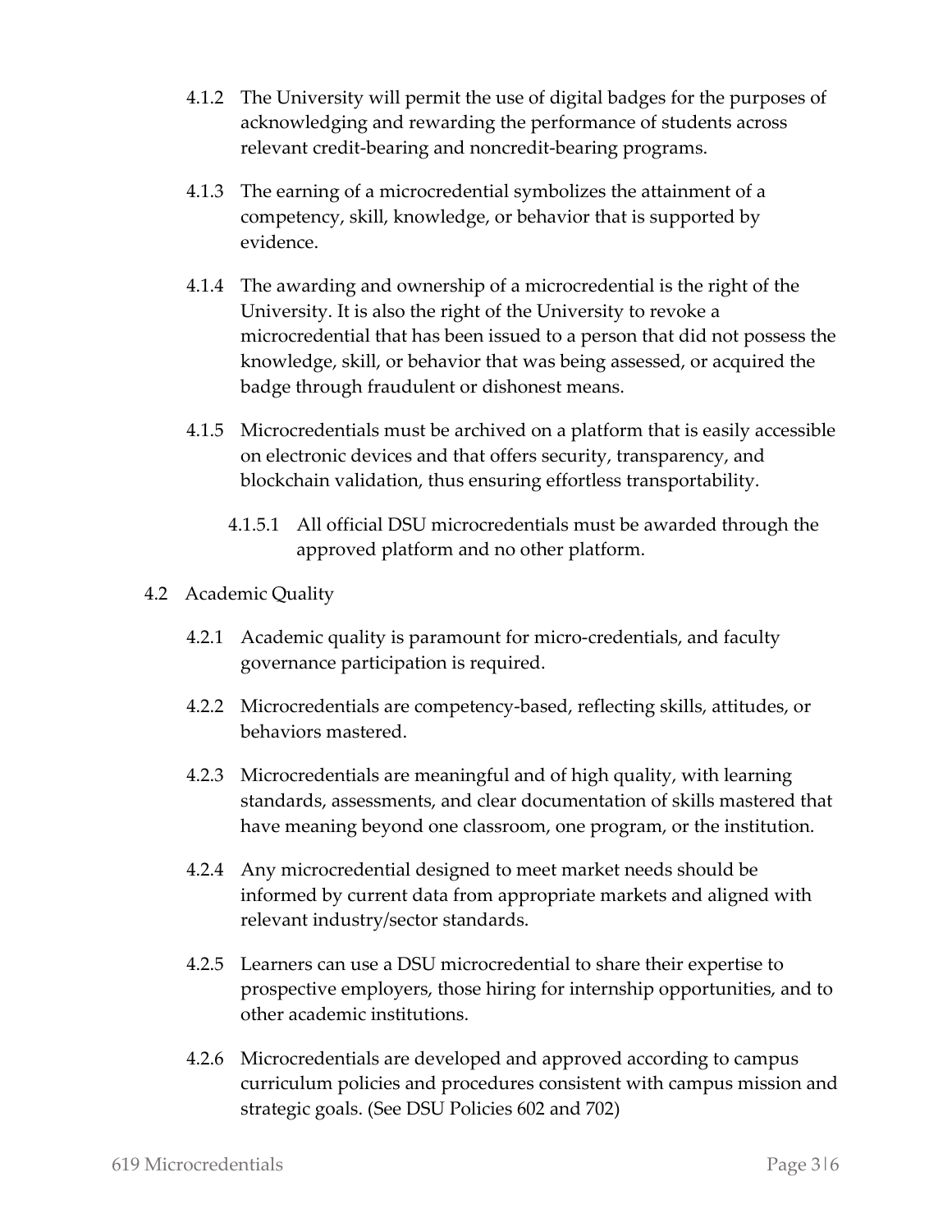4.1.2 The University will permit the use of digital badges for the purposes of acknowledging and rewarding the performance of students across relevant credit-bearing and noncredit-bearing programs.

4.1.3 The earning of a microcredential symbolizes the attainment of a competency, skill, knowledge, or behavior that is supported by evidence.

4.1.4 The awarding and ownership of a microcredential is the right of the University. It is also the right of the University to revoke a microcredential that has been issued to a person that did not possess the knowledge, skill, or behavior that was being assessed, or acquired the badge through fraudulent or dishonest means.

4.1.5 Microcredentials must be archived on a platform that is easily accessible on electronic devices and that offers security, transparency, and blockchain validation, thus ensuring effortless transportability.

4.1.5.1 All official DSU microcredentials must be awarded through the approved platform and no other platform.

4.2 Academic Quality

4.2.1 Academic quality is paramount for micro-credentials, and faculty governance participation is required.

4.2.2 Microcredentials are competency-based, reflecting skills, attitudes, or behaviors mastered.

4.2.3 Microcredentials are meaningful and of high quality, with learning standards, assessments, and clear documentation of skills mastered that have meaning beyond one classroom, one program, or the institution.

4.2.4 Any microcredential designed to meet market needs should be informed by current data from appropriate markets and aligned with relevant industry/sector standards.

4.2.5 Learners can use a DSU microcredential to share their expertise to prospective employers, those hiring for internship opportunities, and to other academic institutions.

4.2.6 Microcredentials are developed and approved according to campus curriculum policies and procedures consistent with campus mission and strategic goals. (See DSU Policies 602 and 702)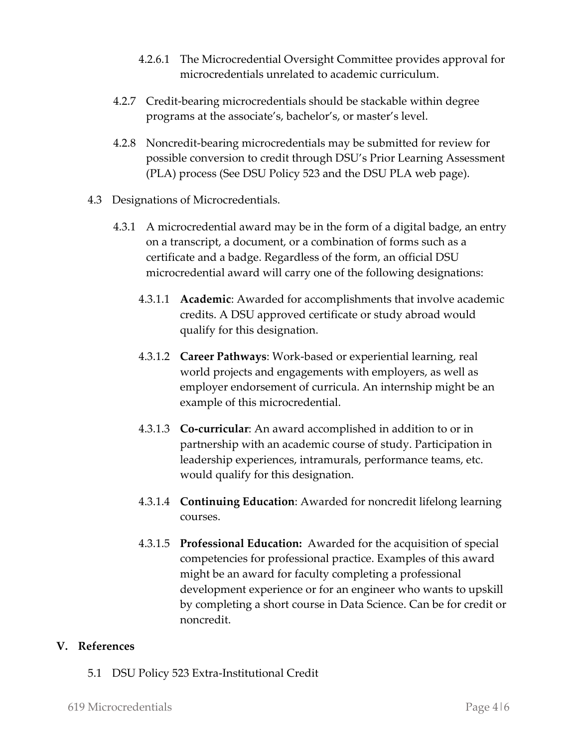4.2.6.1 The Microcredential Oversight Committee provides approval for microcredentials unrelated to academic curriculum.

4.2.7 Credit-bearing microcredentials should be stackable within degree programs at the associate's, bachelor's, or master's level.

4.2.8 Noncredit-bearing microcredentials may be submitted for review for possible conversion to credit through DSU's Prior Learning Assessment (PLA) process (See DSU Policy 523 and the DSU PLA web page).

4.3 Designations of Microcredentials.

4.3.1 A microcredential award may be in the form of a digital badge, an entry on a transcript, a document, or a combination of forms such as a certificate and a badge. Regardless of the form, an official DSU microcredential award will carry one of the following designations:

4.3.1.1 **Academic**: Awarded for accomplishments that involve academic credits. A DSU approved certificate or study abroad would qualify for this designation.

4.3.1.2 **Career Pathways**: Work-based or experiential learning, real world projects and engagements with employers, as well as employer endorsement of curricula. An internship might be an example of this microcredential.

4.3.1.3 **Co-curricular**: An award accomplished in addition to or in partnership with an academic course of study. Participation in leadership experiences, intramurals, performance teams, etc. would qualify for this designation.

4.3.1.4 **Continuing Education**: Awarded for noncredit lifelong learning courses.

4.3.1.5 **Professional Education:** Awarded for the acquisition of special competencies for professional practice. Examples of this award might be an award for faculty completing a professional development experience or for an engineer who wants to upskill by completing a short course in Data Science. Can be for credit or noncredit.

## V. References

5.1 DSU Policy 523 Extra-Institutional Credit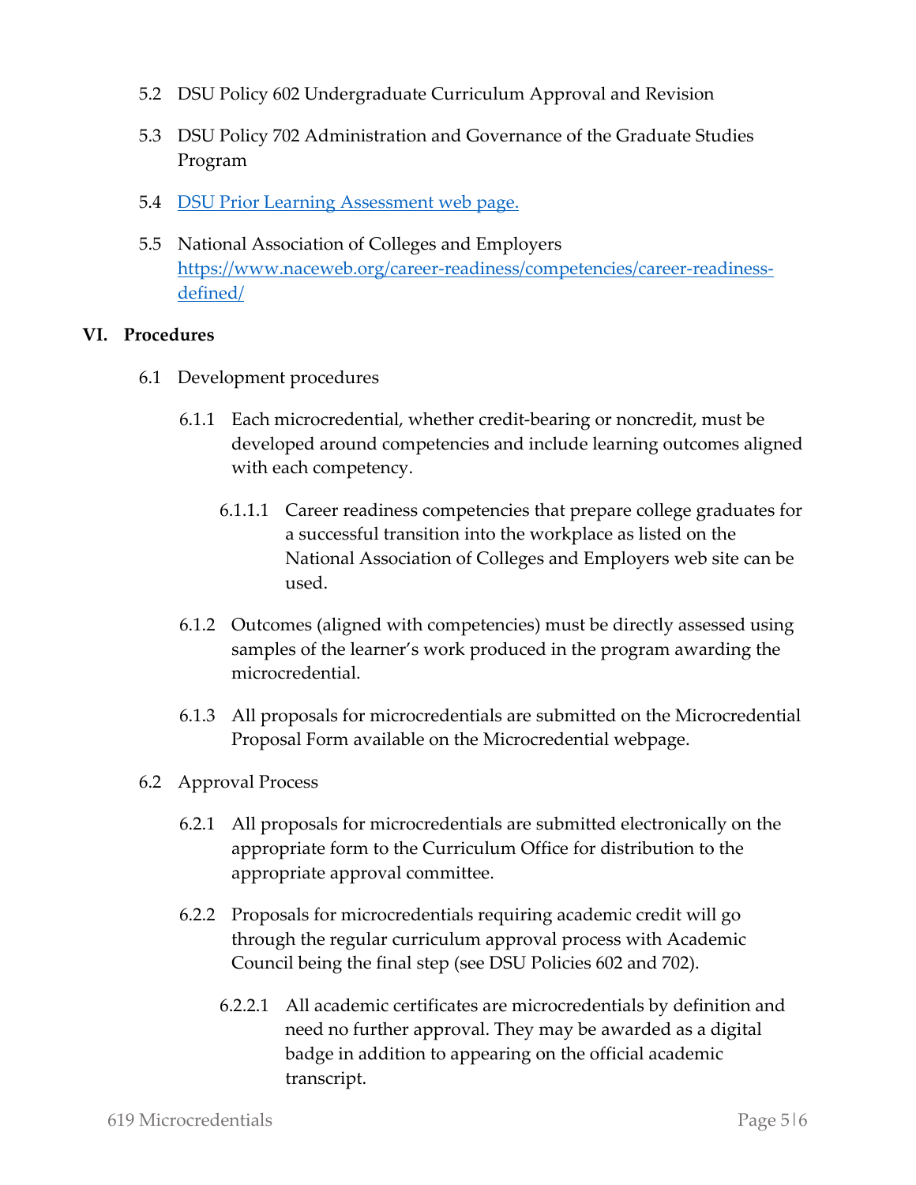5.2 DSU Policy 602 Undergraduate Curriculum Approval and Revision

5.3 DSU Policy 702 Administration and Governance of the Graduate Studies Program

5.4 [DSU Prior Learning Assessment web page.]()

5.5 National Association of Colleges and Employers [https://www.naceweb.org/career-readiness/competencies/career-readiness-defined/](https://www.naceweb.org/career-readiness/competencies/career-readiness-defined/)

## VI. Procedures

6.1 Development procedures

6.1.1 Each microcredential, whether credit-bearing or noncredit, must be developed around competencies and include learning outcomes aligned with each competency.

6.1.1.1 Career readiness competencies that prepare college graduates for a successful transition into the workplace as listed on the National Association of Colleges and Employers web site can be used.

6.1.2 Outcomes (aligned with competencies) must be directly assessed using samples of the learner's work produced in the program awarding the microcredential.

6.1.3 All proposals for microcredentials are submitted on the Microcredential Proposal Form available on the Microcredential webpage.

6.2 Approval Process

6.2.1 All proposals for microcredentials are submitted electronically on the appropriate form to the Curriculum Office for distribution to the appropriate approval committee.

6.2.2 Proposals for microcredentials requiring academic credit will go through the regular curriculum approval process with Academic Council being the final step (see DSU Policies 602 and 702).

6.2.2.1 All academic certificates are microcredentials by definition and need no further approval. They may be awarded as a digital badge in addition to appearing on the official academic transcript.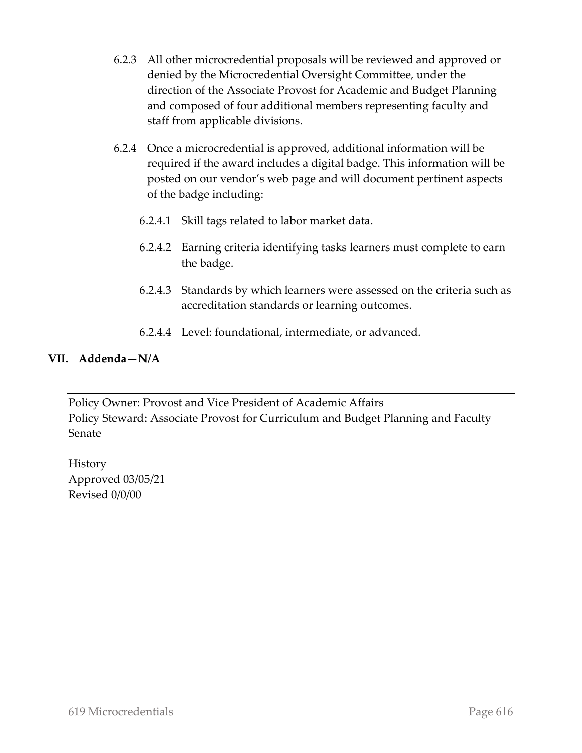6.2.3 All other microcredential proposals will be reviewed and approved or denied by the Microcredential Oversight Committee, under the direction of the Associate Provost for Academic and Budget Planning and composed of four additional members representing faculty and staff from applicable divisions.

6.2.4 Once a microcredential is approved, additional information will be required if the award includes a digital badge. This information will be posted on our vendor's web page and will document pertinent aspects of the badge including:

6.2.4.1 Skill tags related to labor market data.

6.2.4.2 Earning criteria identifying tasks learners must complete to earn the badge.

6.2.4.3 Standards by which learners were assessed on the criteria such as accreditation standards or learning outcomes.

6.2.4.4 Level: foundational, intermediate, or advanced.

## VII. Addenda—N/A

---

Policy Owner: Provost and Vice President of Academic Affairs
Policy Steward: Associate Provost for Curriculum and Budget Planning and Faculty Senate

History
Approved 03/05/21
Revised 0/0/00